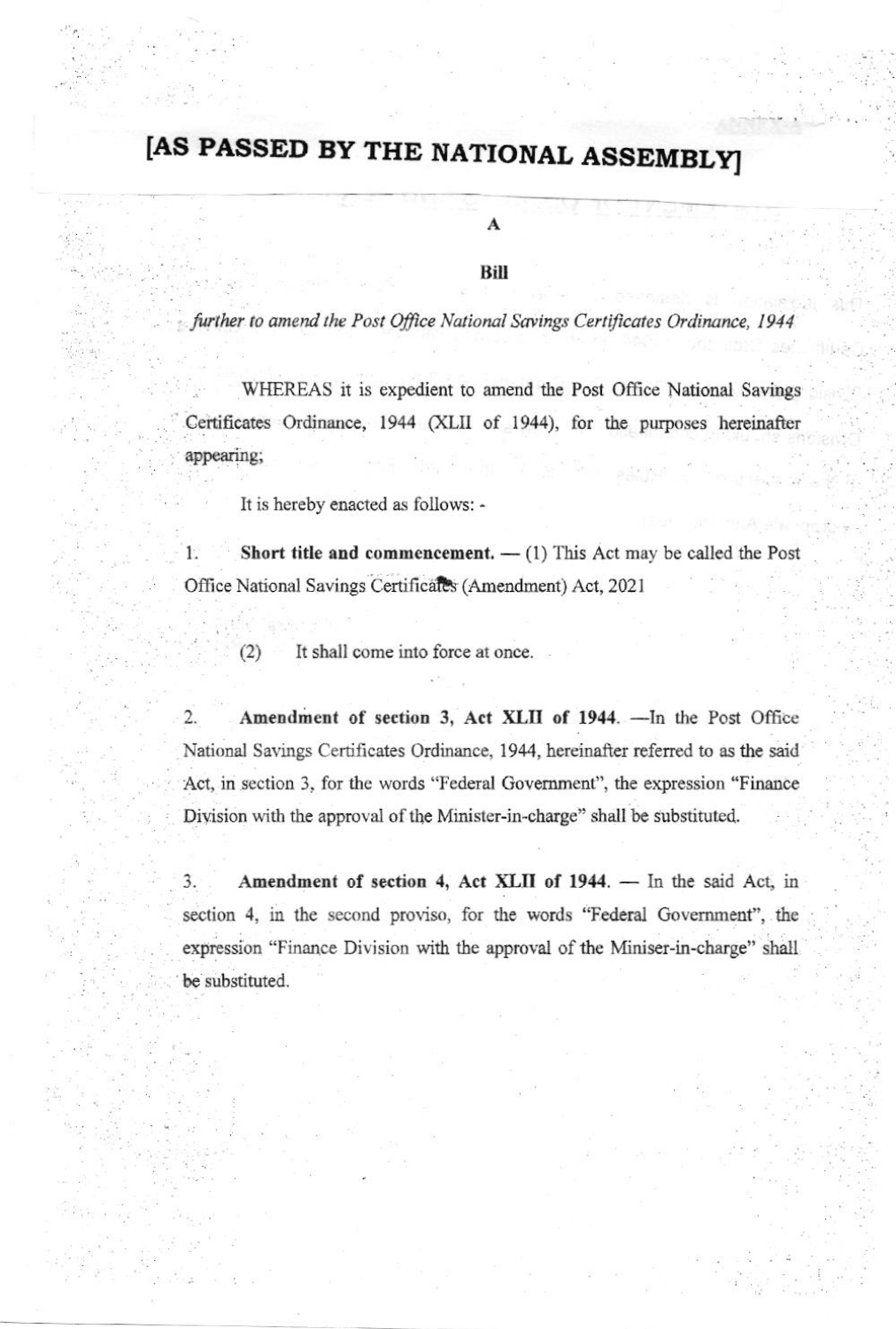# [AS PASSED BY THE NATIONAL ASSEMBLY]

A

**Bill**

*further to amend the Post Office National Savings Certificates Ordinance, 1944*

WHEREAS it is expedient to amend the Post Office National Savings Certificates Ordinance, 1944 (XLII of 1944), for the purposes hereinafter appearing;

It is hereby enacted as follows: -

1. **Short title and commencement.** — (1) This Act may be called the Post Office National Savings Certificates (Amendment) Act, 2021

(2) It shall come into force at once.

2. **Amendment of section 3, Act XLII of 1944.** —In the Post Office National Savings Certificates Ordinance, 1944, hereinafter referred to as the said Act, in section 3, for the words "Federal Government", the expression "Finance Division with the approval of the Minister-in-charge" shall be substituted.

3. **Amendment of section 4, Act XLII of 1944.** — In the said Act, in section 4, in the second proviso, for the words "Federal Government", the expression "Finance Division with the approval of the Miniser-in-charge" shall be substituted.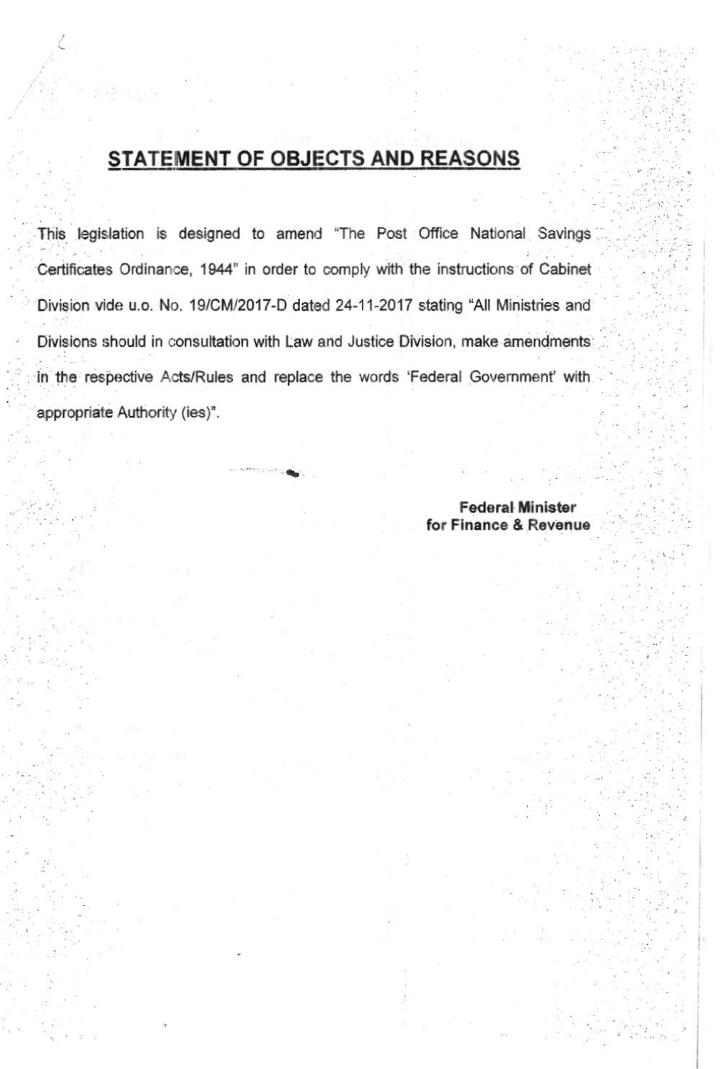## STATEMENT OF OBJECTS AND REASONS

This legislation is designed to amend "The Post Office National Savings Certificates Ordinance, 1944" in order to comply with the instructions of Cabinet Division vide u.o. No. 19/CM/2017-D dated 24-11-2017 stating "All Ministries and Divisions should in consultation with Law and Justice Division, make amendments in the respective Acts/Rules and replace the words 'Federal Government' with appropriate Authority (ies)".

**Federal Minister**
**for Finance & Revenue**